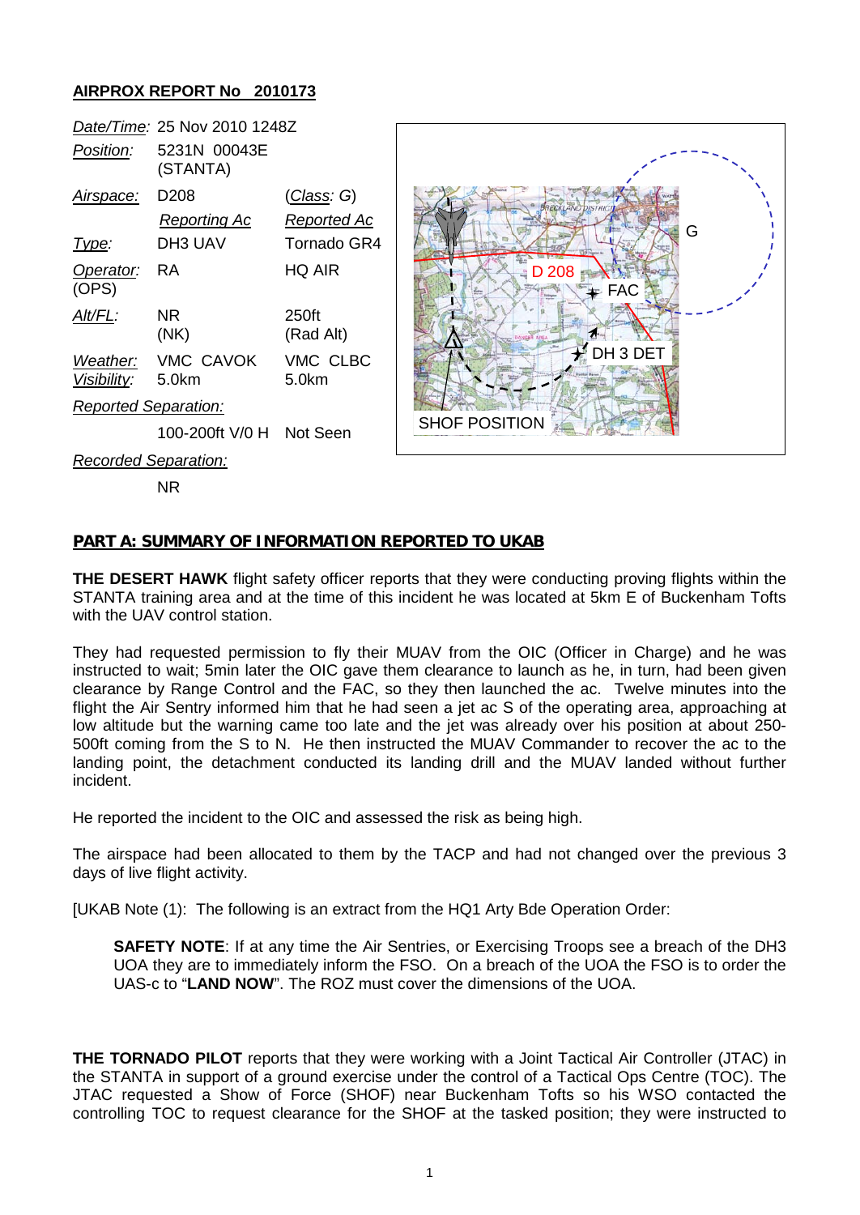## AIRPROX REPORT No 2010173

| | | |
|---|---|---|
| *Date/Time*: | 25 Nov 2010 1248Z | |
| *Position*: | 5231N 00043E (STANTA) | |
| *Airspace*: | D208 | (*Class*: G) |
| | *Reporting Ac* | *Reported Ac* |
| *Type*: | DH3 UAV | Tornado GR4 |
| *Operator*: (OPS) | RA | HQ AIR |
| *Alt/FL*: | NR (NK) | 250ft (Rad Alt) |
| *Weather*: | VMC CAVOK | VMC CLBC |
| *Visibility*: | 5.0km | 5.0km |
| *Reported Separation*: | | |
| | 100-200ft V/0 H | Not Seen |
| *Recorded Separation*: | | |
| | NR | |

### PART A: SUMMARY OF INFORMATION REPORTED TO UKAB

**THE DESERT HAWK** flight safety officer reports that they were conducting proving flights within the STANTA training area and at the time of this incident he was located at 5km E of Buckenham Tofts with the UAV control station.

They had requested permission to fly their MUAV from the OIC (Officer in Charge) and he was instructed to wait; 5min later the OIC gave them clearance to launch as he, in turn, had been given clearance by Range Control and the FAC, so they then launched the ac. Twelve minutes into the flight the Air Sentry informed him that he had seen a jet ac S of the operating area, approaching at low altitude but the warning came too late and the jet was already over his position at about 250-500ft coming from the S to N. He then instructed the MUAV Commander to recover the ac to the landing point, the detachment conducted its landing drill and the MUAV landed without further incident.

He reported the incident to the OIC and assessed the risk as being high.

The airspace had been allocated to them by the TACP and had not changed over the previous 3 days of live flight activity.

[UKAB Note (1): The following is an extract from the HQ1 Arty Bde Operation Order:

> **SAFETY NOTE**: If at any time the Air Sentries, or Exercising Troops see a breach of the DH3 UOA they are to immediately inform the FSO. On a breach of the UOA the FSO is to order the UAS-c to "**LAND NOW**". The ROZ must cover the dimensions of the UOA.

**THE TORNADO PILOT** reports that they were working with a Joint Tactical Air Controller (JTAC) in the STANTA in support of a ground exercise under the control of a Tactical Ops Centre (TOC). The JTAC requested a Show of Force (SHOF) near Buckenham Tofts so his WSO contacted the controlling TOC to request clearance for the SHOF at the tasked position; they were instructed to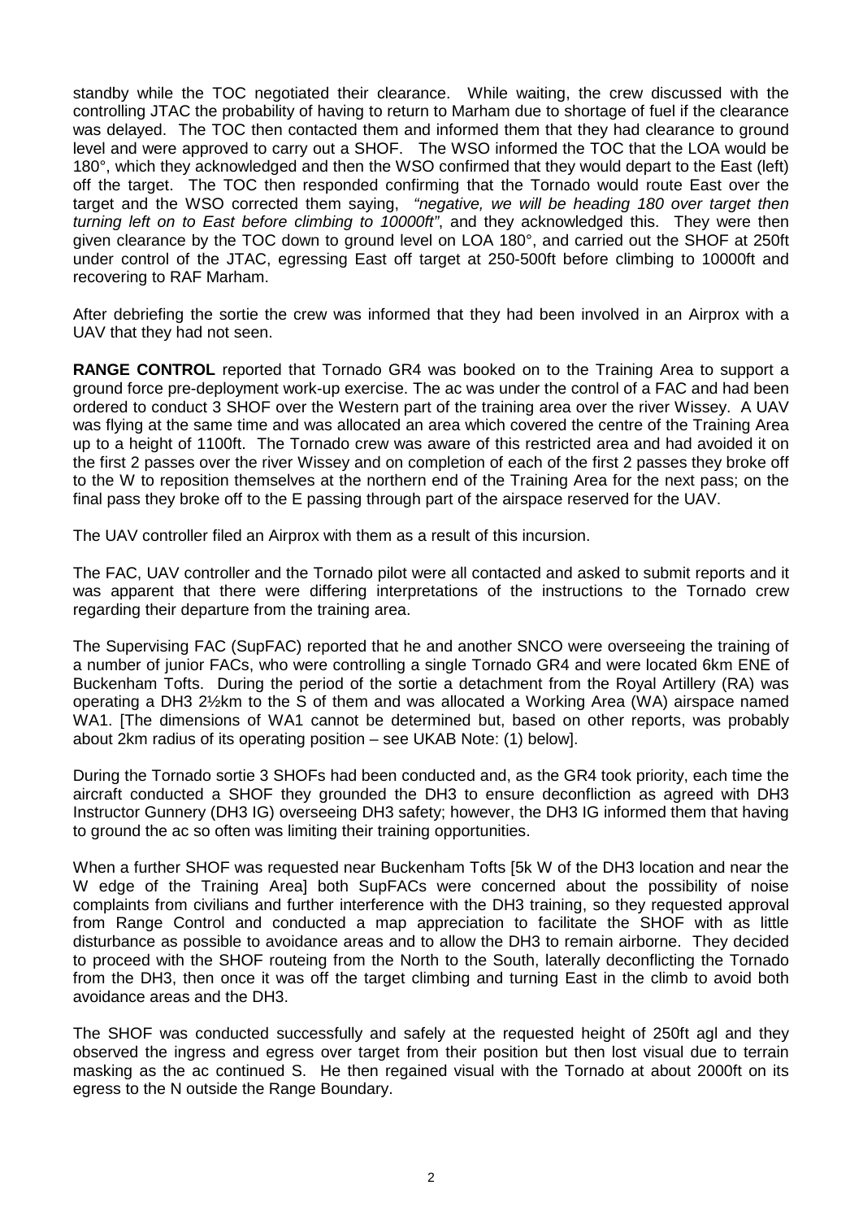standby while the TOC negotiated their clearance. While waiting, the crew discussed with the controlling JTAC the probability of having to return to Marham due to shortage of fuel if the clearance was delayed. The TOC then contacted them and informed them that they had clearance to ground level and were approved to carry out a SHOF. The WSO informed the TOC that the LOA would be 180°, which they acknowledged and then the WSO confirmed that they would depart to the East (left) off the target. The TOC then responded confirming that the Tornado would route East over the target and the WSO corrected them saying, *"negative, we will be heading 180 over target then turning left on to East before climbing to 10000ft"*, and they acknowledged this. They were then given clearance by the TOC down to ground level on LOA 180°, and carried out the SHOF at 250ft under control of the JTAC, egressing East off target at 250-500ft before climbing to 10000ft and recovering to RAF Marham.

After debriefing the sortie the crew was informed that they had been involved in an Airprox with a UAV that they had not seen.

**RANGE CONTROL** reported that Tornado GR4 was booked on to the Training Area to support a ground force pre-deployment work-up exercise. The ac was under the control of a FAC and had been ordered to conduct 3 SHOF over the Western part of the training area over the river Wissey. A UAV was flying at the same time and was allocated an area which covered the centre of the Training Area up to a height of 1100ft. The Tornado crew was aware of this restricted area and had avoided it on the first 2 passes over the river Wissey and on completion of each of the first 2 passes they broke off to the W to reposition themselves at the northern end of the Training Area for the next pass; on the final pass they broke off to the E passing through part of the airspace reserved for the UAV.

The UAV controller filed an Airprox with them as a result of this incursion.

The FAC, UAV controller and the Tornado pilot were all contacted and asked to submit reports and it was apparent that there were differing interpretations of the instructions to the Tornado crew regarding their departure from the training area.

The Supervising FAC (SupFAC) reported that he and another SNCO were overseeing the training of a number of junior FACs, who were controlling a single Tornado GR4 and were located 6km ENE of Buckenham Tofts. During the period of the sortie a detachment from the Royal Artillery (RA) was operating a DH3 2½km to the S of them and was allocated a Working Area (WA) airspace named WA1. [The dimensions of WA1 cannot be determined but, based on other reports, was probably about 2km radius of its operating position – see UKAB Note: (1) below].

During the Tornado sortie 3 SHOFs had been conducted and, as the GR4 took priority, each time the aircraft conducted a SHOF they grounded the DH3 to ensure deconfliction as agreed with DH3 Instructor Gunnery (DH3 IG) overseeing DH3 safety; however, the DH3 IG informed them that having to ground the ac so often was limiting their training opportunities.

When a further SHOF was requested near Buckenham Tofts [5k W of the DH3 location and near the W edge of the Training Area] both SupFACs were concerned about the possibility of noise complaints from civilians and further interference with the DH3 training, so they requested approval from Range Control and conducted a map appreciation to facilitate the SHOF with as little disturbance as possible to avoidance areas and to allow the DH3 to remain airborne. They decided to proceed with the SHOF routeing from the North to the South, laterally deconflicting the Tornado from the DH3, then once it was off the target climbing and turning East in the climb to avoid both avoidance areas and the DH3.

The SHOF was conducted successfully and safely at the requested height of 250ft agl and they observed the ingress and egress over target from their position but then lost visual due to terrain masking as the ac continued S. He then regained visual with the Tornado at about 2000ft on its egress to the N outside the Range Boundary.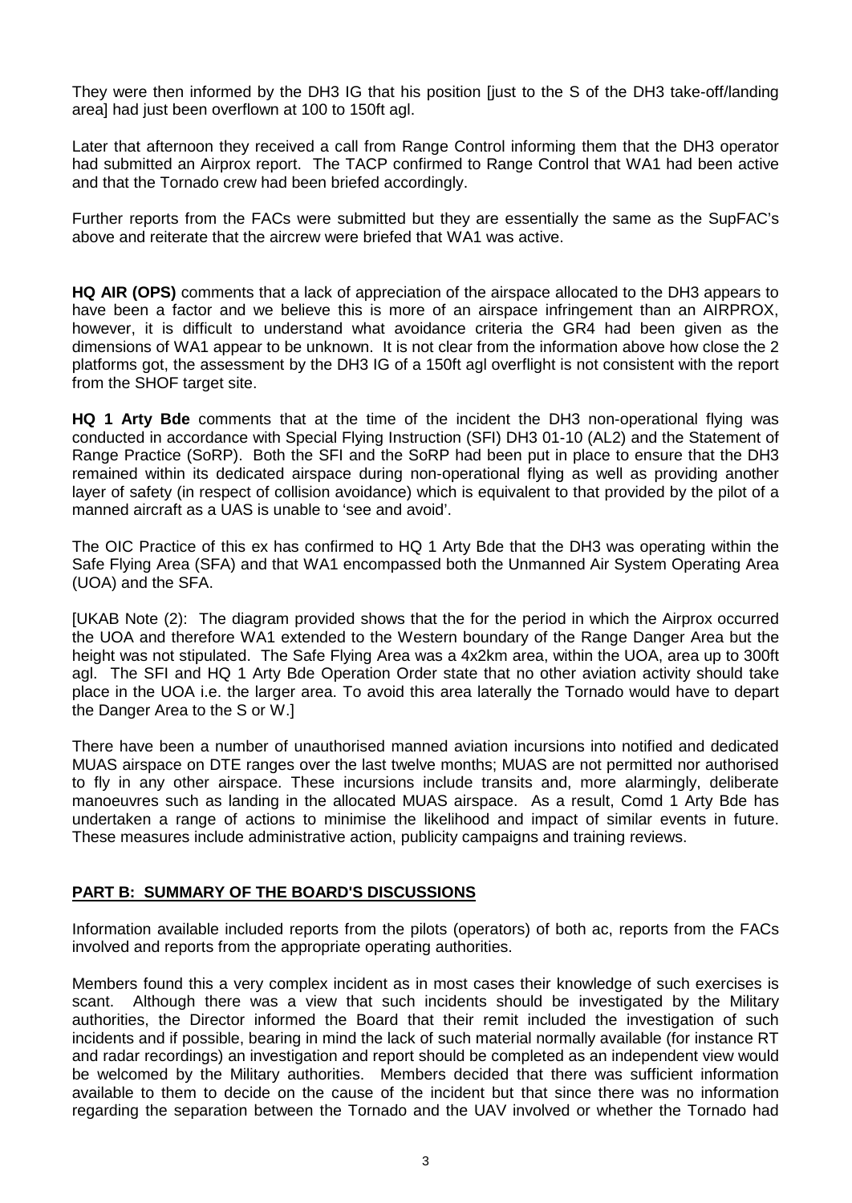They were then informed by the DH3 IG that his position [just to the S of the DH3 take-off/landing area] had just been overflown at 100 to 150ft agl.

Later that afternoon they received a call from Range Control informing them that the DH3 operator had submitted an Airprox report. The TACP confirmed to Range Control that WA1 had been active and that the Tornado crew had been briefed accordingly.

Further reports from the FACs were submitted but they are essentially the same as the SupFAC's above and reiterate that the aircrew were briefed that WA1 was active.

**HQ AIR (OPS)** comments that a lack of appreciation of the airspace allocated to the DH3 appears to have been a factor and we believe this is more of an airspace infringement than an AIRPROX, however, it is difficult to understand what avoidance criteria the GR4 had been given as the dimensions of WA1 appear to be unknown. It is not clear from the information above how close the 2 platforms got, the assessment by the DH3 IG of a 150ft agl overflight is not consistent with the report from the SHOF target site.

**HQ 1 Arty Bde** comments that at the time of the incident the DH3 non-operational flying was conducted in accordance with Special Flying Instruction (SFI) DH3 01-10 (AL2) and the Statement of Range Practice (SoRP). Both the SFI and the SoRP had been put in place to ensure that the DH3 remained within its dedicated airspace during non-operational flying as well as providing another layer of safety (in respect of collision avoidance) which is equivalent to that provided by the pilot of a manned aircraft as a UAS is unable to 'see and avoid'.

The OIC Practice of this ex has confirmed to HQ 1 Arty Bde that the DH3 was operating within the Safe Flying Area (SFA) and that WA1 encompassed both the Unmanned Air System Operating Area (UOA) and the SFA.

[UKAB Note (2): The diagram provided shows that the for the period in which the Airprox occurred the UOA and therefore WA1 extended to the Western boundary of the Range Danger Area but the height was not stipulated. The Safe Flying Area was a 4x2km area, within the UOA, area up to 300ft agl. The SFI and HQ 1 Arty Bde Operation Order state that no other aviation activity should take place in the UOA i.e. the larger area. To avoid this area laterally the Tornado would have to depart the Danger Area to the S or W.]

There have been a number of unauthorised manned aviation incursions into notified and dedicated MUAS airspace on DTE ranges over the last twelve months; MUAS are not permitted nor authorised to fly in any other airspace. These incursions include transits and, more alarmingly, deliberate manoeuvres such as landing in the allocated MUAS airspace. As a result, Comd 1 Arty Bde has undertaken a range of actions to minimise the likelihood and impact of similar events in future. These measures include administrative action, publicity campaigns and training reviews.

## PART B: SUMMARY OF THE BOARD'S DISCUSSIONS

Information available included reports from the pilots (operators) of both ac, reports from the FACs involved and reports from the appropriate operating authorities.

Members found this a very complex incident as in most cases their knowledge of such exercises is scant. Although there was a view that such incidents should be investigated by the Military authorities, the Director informed the Board that their remit included the investigation of such incidents and if possible, bearing in mind the lack of such material normally available (for instance RT and radar recordings) an investigation and report should be completed as an independent view would be welcomed by the Military authorities. Members decided that there was sufficient information available to them to decide on the cause of the incident but that since there was no information regarding the separation between the Tornado and the UAV involved or whether the Tornado had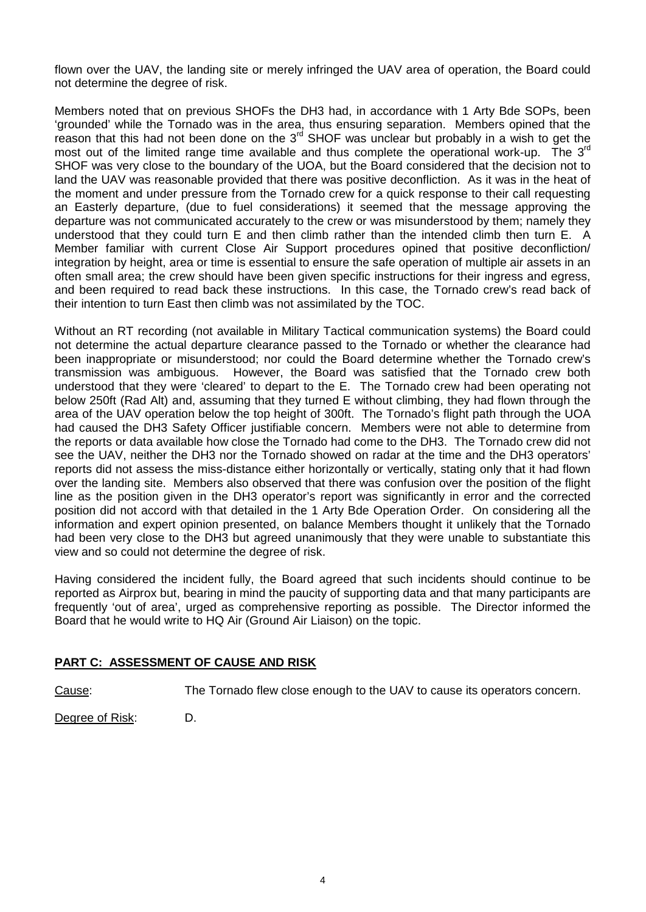flown over the UAV, the landing site or merely infringed the UAV area of operation, the Board could not determine the degree of risk.

Members noted that on previous SHOFs the DH3 had, in accordance with 1 Arty Bde SOPs, been 'grounded' while the Tornado was in the area, thus ensuring separation. Members opined that the reason that this had not been done on the 3rd SHOF was unclear but probably in a wish to get the most out of the limited range time available and thus complete the operational work-up. The 3rd SHOF was very close to the boundary of the UOA, but the Board considered that the decision not to land the UAV was reasonable provided that there was positive deconfliction. As it was in the heat of the moment and under pressure from the Tornado crew for a quick response to their call requesting an Easterly departure, (due to fuel considerations) it seemed that the message approving the departure was not communicated accurately to the crew or was misunderstood by them; namely they understood that they could turn E and then climb rather than the intended climb then turn E. A Member familiar with current Close Air Support procedures opined that positive deconfliction/ integration by height, area or time is essential to ensure the safe operation of multiple air assets in an often small area; the crew should have been given specific instructions for their ingress and egress, and been required to read back these instructions. In this case, the Tornado crew's read back of their intention to turn East then climb was not assimilated by the TOC.

Without an RT recording (not available in Military Tactical communication systems) the Board could not determine the actual departure clearance passed to the Tornado or whether the clearance had been inappropriate or misunderstood; nor could the Board determine whether the Tornado crew's transmission was ambiguous. However, the Board was satisfied that the Tornado crew both understood that they were 'cleared' to depart to the E. The Tornado crew had been operating not below 250ft (Rad Alt) and, assuming that they turned E without climbing, they had flown through the area of the UAV operation below the top height of 300ft. The Tornado's flight path through the UOA had caused the DH3 Safety Officer justifiable concern. Members were not able to determine from the reports or data available how close the Tornado had come to the DH3. The Tornado crew did not see the UAV, neither the DH3 nor the Tornado showed on radar at the time and the DH3 operators' reports did not assess the miss-distance either horizontally or vertically, stating only that it had flown over the landing site. Members also observed that there was confusion over the position of the flight line as the position given in the DH3 operator's report was significantly in error and the corrected position did not accord with that detailed in the 1 Arty Bde Operation Order. On considering all the information and expert opinion presented, on balance Members thought it unlikely that the Tornado had been very close to the DH3 but agreed unanimously that they were unable to substantiate this view and so could not determine the degree of risk.

Having considered the incident fully, the Board agreed that such incidents should continue to be reported as Airprox but, bearing in mind the paucity of supporting data and that many participants are frequently 'out of area', urged as comprehensive reporting as possible. The Director informed the Board that he would write to HQ Air (Ground Air Liaison) on the topic.

## PART C: ASSESSMENT OF CAUSE AND RISK

Cause: The Tornado flew close enough to the UAV to cause its operators concern.

Degree of Risk: D.